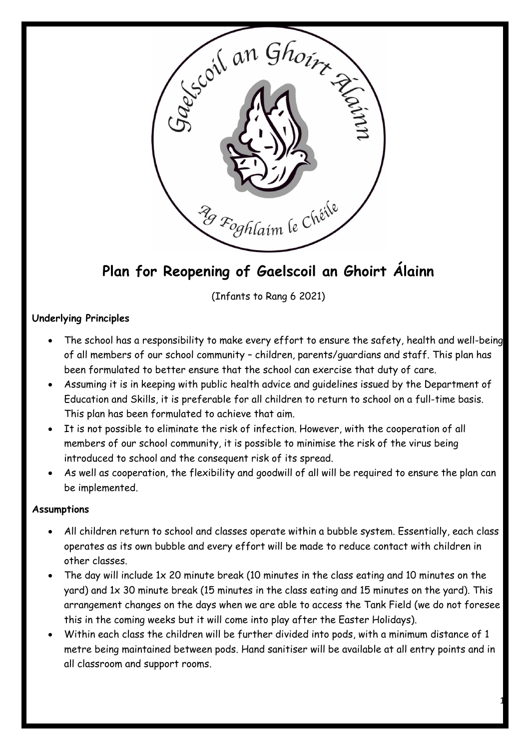# Plan for Reopening of Gaelscoil an Ghoirt Álainn

(Infants to Rang 6 2021)

**Underlying Principles**

- The school has a responsibility to make every effort to ensure the safety, health and well-being of all members of our school community – children, parents/guardians and staff. This plan has been formulated to better ensure that the school can exercise that duty of care.
- Assuming it is in keeping with public health advice and guidelines issued by the Department of Education and Skills, it is preferable for all children to return to school on a full-time basis. This plan has been formulated to achieve that aim.
- It is not possible to eliminate the risk of infection. However, with the cooperation of all members of our school community, it is possible to minimise the risk of the virus being introduced to school and the consequent risk of its spread.
- As well as cooperation, the flexibility and goodwill of all will be required to ensure the plan can be implemented.

**Assumptions**

- All children return to school and classes operate within a bubble system. Essentially, each class operates as its own bubble and every effort will be made to reduce contact with children in other classes.
- The day will include 1x 20 minute break (10 minutes in the class eating and 10 minutes on the yard) and 1x 30 minute break (15 minutes in the class eating and 15 minutes on the yard). This arrangement changes on the days when we are able to access the Tank Field (we do not foresee this in the coming weeks but it will come into play after the Easter Holidays).
- Within each class the children will be further divided into pods, with a minimum distance of 1 metre being maintained between pods. Hand sanitiser will be available at all entry points and in all classroom and support rooms.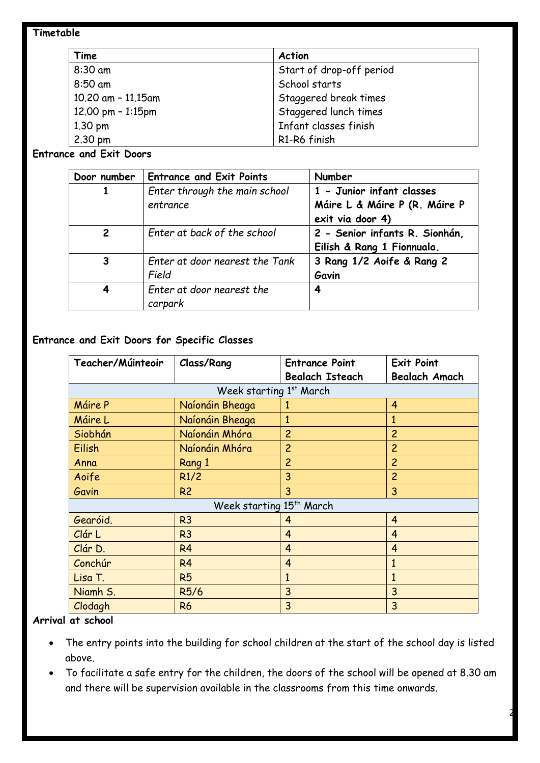**Timetable**

| Time | Action |
| --- | --- |
| 8:30 am | Start of drop-off period |
| 8:50 am | School starts |
| 10.20 am – 11.15am | Staggered break times |
| 12.00 pm – 1:15pm | Staggered lunch times |
| 1.30 pm | Infant classes finish |
| 2.30 pm | R1-R6 finish |

**Entrance and Exit Doors**

| Door number | Entrance and Exit Points | Number |
| --- | --- | --- |
| **1** | *Enter through the main school entrance* | **1 - Junior infant classes Máire L & Máire P (R. Máire P exit via door 4)** |
| **2** | *Enter at back of the school* | **2 - Senior infants R. Sionhán, Eilish & Rang 1 Fionnuala.** |
| **3** | *Enter at door nearest the Tank Field* | **3 Rang 1/2 Aoife & Rang 2 Gavin** |
| **4** | *Enter at door nearest the carpark* | **4** |

**Entrance and Exit Doors for Specific Classes**

| Teacher/Múinteoir | Class/Rang | Entrance Point Bealach Isteach | Exit Point Bealach Amach |
| --- | --- | --- | --- |
| Week starting 1st March | | | |
| Máire P | Naíonáin Bheaga | 1 | 4 |
| Máire L | Naíonáin Bheaga | 1 | 1 |
| Siobhán | Naíonáin Mhóra | 2 | 2 |
| Eilish | Naíonáin Mhóra | 2 | 2 |
| Anna | Rang 1 | 2 | 2 |
| Aoife | R1/2 | 3 | 2 |
| Gavin | R2 | 3 | 3 |
| Week starting 15th March | | | |
| Gearóid. | R3 | 4 | 4 |
| Clár L | R3 | 4 | 4 |
| Clár D. | R4 | 4 | 4 |
| Conchúr | R4 | 4 | 1 |
| Lisa T. | R5 | 1 | 1 |
| Niamh S. | R5/6 | 3 | 3 |
| Clodagh | R6 | 3 | 3 |

**Arrival at school**

- The entry points into the building for school children at the start of the school day is listed above.
- To facilitate a safe entry for the children, the doors of the school will be opened at 8.30 am and there will be supervision available in the classrooms from this time onwards.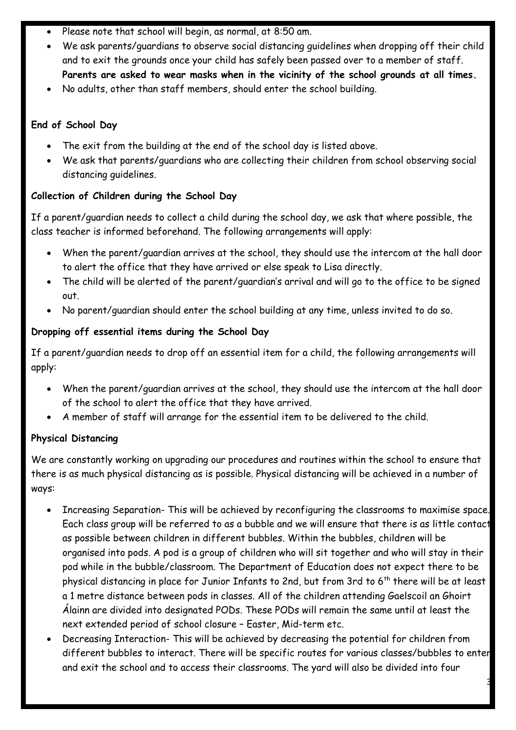- Please note that school will begin, as normal, at 8:50 am.
- We ask parents/guardians to observe social distancing guidelines when dropping off their child and to exit the grounds once your child has safely been passed over to a member of staff. **Parents are asked to wear masks when in the vicinity of the school grounds at all times.**
- No adults, other than staff members, should enter the school building.

**End of School Day**

- The exit from the building at the end of the school day is listed above.
- We ask that parents/guardians who are collecting their children from school observing social distancing guidelines.

**Collection of Children during the School Day**

If a parent/guardian needs to collect a child during the school day, we ask that where possible, the class teacher is informed beforehand. The following arrangements will apply:

- When the parent/guardian arrives at the school, they should use the intercom at the hall door to alert the office that they have arrived or else speak to Lisa directly.
- The child will be alerted of the parent/guardian's arrival and will go to the office to be signed out.
- No parent/guardian should enter the school building at any time, unless invited to do so.

**Dropping off essential items during the School Day**

If a parent/guardian needs to drop off an essential item for a child, the following arrangements will apply:

- When the parent/guardian arrives at the school, they should use the intercom at the hall door of the school to alert the office that they have arrived.
- A member of staff will arrange for the essential item to be delivered to the child.

**Physical Distancing**

We are constantly working on upgrading our procedures and routines within the school to ensure that there is as much physical distancing as is possible. Physical distancing will be achieved in a number of ways:

- Increasing Separation- This will be achieved by reconfiguring the classrooms to maximise space. Each class group will be referred to as a bubble and we will ensure that there is as little contact as possible between children in different bubbles. Within the bubbles, children will be organised into pods. A pod is a group of children who will sit together and who will stay in their pod while in the bubble/classroom. The Department of Education does not expect there to be physical distancing in place for Junior Infants to 2nd, but from 3rd to 6th there will be at least a 1 metre distance between pods in classes. All of the children attending Gaelscoil an Ghoirt Álainn are divided into designated PODs. These PODs will remain the same until at least the next extended period of school closure – Easter, Mid-term etc.
- Decreasing Interaction- This will be achieved by decreasing the potential for children from different bubbles to interact. There will be specific routes for various classes/bubbles to enter and exit the school and to access their classrooms. The yard will also be divided into four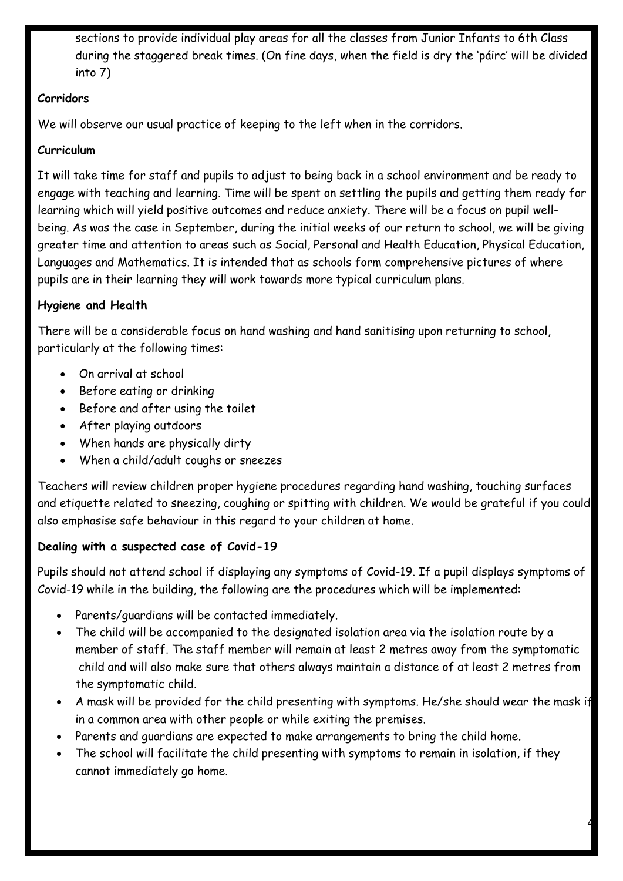sections to provide individual play areas for all the classes from Junior Infants to 6th Class during the staggered break times. (On fine days, when the field is dry the 'páirc' will be divided into 7)

**Corridors**

We will observe our usual practice of keeping to the left when in the corridors.

**Curriculum**

It will take time for staff and pupils to adjust to being back in a school environment and be ready to engage with teaching and learning. Time will be spent on settling the pupils and getting them ready for learning which will yield positive outcomes and reduce anxiety. There will be a focus on pupil well-being. As was the case in September, during the initial weeks of our return to school, we will be giving greater time and attention to areas such as Social, Personal and Health Education, Physical Education, Languages and Mathematics. It is intended that as schools form comprehensive pictures of where pupils are in their learning they will work towards more typical curriculum plans.

**Hygiene and Health**

There will be a considerable focus on hand washing and hand sanitising upon returning to school, particularly at the following times:

- On arrival at school
- Before eating or drinking
- Before and after using the toilet
- After playing outdoors
- When hands are physically dirty
- When a child/adult coughs or sneezes

Teachers will review children proper hygiene procedures regarding hand washing, touching surfaces and etiquette related to sneezing, coughing or spitting with children. We would be grateful if you could also emphasise safe behaviour in this regard to your children at home.

**Dealing with a suspected case of Covid-19**

Pupils should not attend school if displaying any symptoms of Covid-19. If a pupil displays symptoms of Covid-19 while in the building, the following are the procedures which will be implemented:

- Parents/guardians will be contacted immediately.
- The child will be accompanied to the designated isolation area via the isolation route by a member of staff. The staff member will remain at least 2 metres away from the symptomatic child and will also make sure that others always maintain a distance of at least 2 metres from the symptomatic child.
- A mask will be provided for the child presenting with symptoms. He/she should wear the mask if in a common area with other people or while exiting the premises.
- Parents and guardians are expected to make arrangements to bring the child home.
- The school will facilitate the child presenting with symptoms to remain in isolation, if they cannot immediately go home.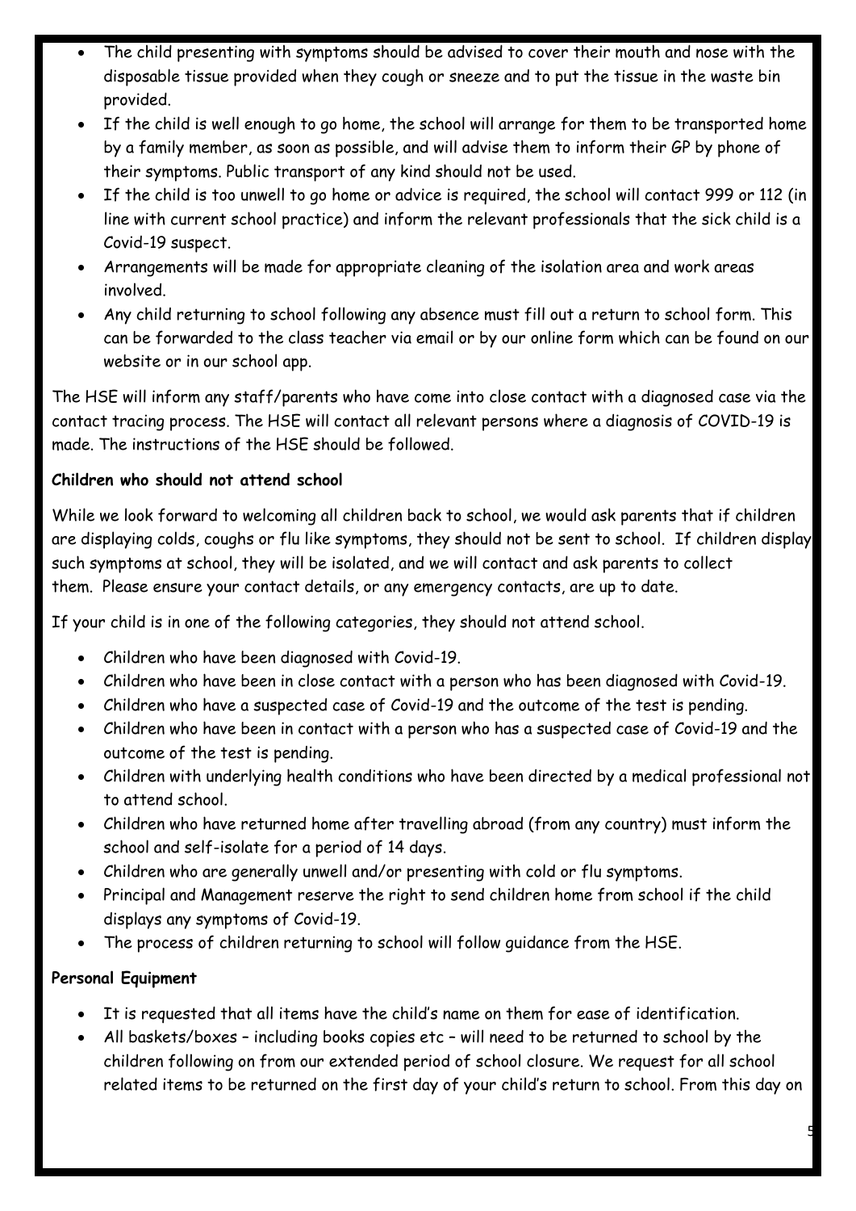- The child presenting with symptoms should be advised to cover their mouth and nose with the disposable tissue provided when they cough or sneeze and to put the tissue in the waste bin provided.
- If the child is well enough to go home, the school will arrange for them to be transported home by a family member, as soon as possible, and will advise them to inform their GP by phone of their symptoms. Public transport of any kind should not be used.
- If the child is too unwell to go home or advice is required, the school will contact 999 or 112 (in line with current school practice) and inform the relevant professionals that the sick child is a Covid-19 suspect.
- Arrangements will be made for appropriate cleaning of the isolation area and work areas involved.
- Any child returning to school following any absence must fill out a return to school form. This can be forwarded to the class teacher via email or by our online form which can be found on our website or in our school app.

The HSE will inform any staff/parents who have come into close contact with a diagnosed case via the contact tracing process. The HSE will contact all relevant persons where a diagnosis of COVID-19 is made. The instructions of the HSE should be followed.

**Children who should not attend school**

While we look forward to welcoming all children back to school, we would ask parents that if children are displaying colds, coughs or flu like symptoms, they should not be sent to school. If children display such symptoms at school, they will be isolated, and we will contact and ask parents to collect them. Please ensure your contact details, or any emergency contacts, are up to date.

If your child is in one of the following categories, they should not attend school.

- Children who have been diagnosed with Covid-19.
- Children who have been in close contact with a person who has been diagnosed with Covid-19.
- Children who have a suspected case of Covid-19 and the outcome of the test is pending.
- Children who have been in contact with a person who has a suspected case of Covid-19 and the outcome of the test is pending.
- Children with underlying health conditions who have been directed by a medical professional not to attend school.
- Children who have returned home after travelling abroad (from any country) must inform the school and self-isolate for a period of 14 days.
- Children who are generally unwell and/or presenting with cold or flu symptoms.
- Principal and Management reserve the right to send children home from school if the child displays any symptoms of Covid-19.
- The process of children returning to school will follow guidance from the HSE.

**Personal Equipment**

- It is requested that all items have the child's name on them for ease of identification.
- All baskets/boxes – including books copies etc – will need to be returned to school by the children following on from our extended period of school closure. We request for all school related items to be returned on the first day of your child's return to school. From this day on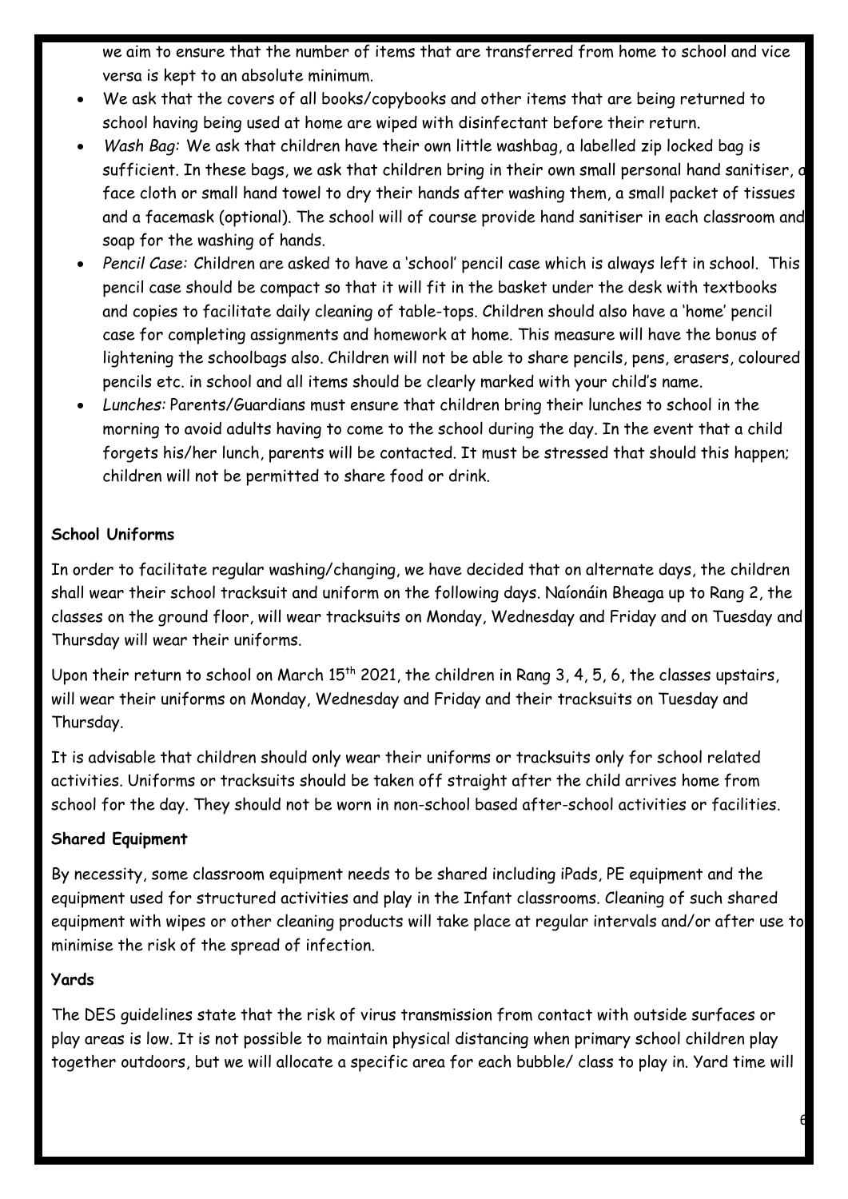we aim to ensure that the number of items that are transferred from home to school and vice versa is kept to an absolute minimum.

- We ask that the covers of all books/copybooks and other items that are being returned to school having being used at home are wiped with disinfectant before their return.
- *Wash Bag:* We ask that children have their own little washbag, a labelled zip locked bag is sufficient. In these bags, we ask that children bring in their own small personal hand sanitiser, a face cloth or small hand towel to dry their hands after washing them, a small packet of tissues and a facemask (optional). The school will of course provide hand sanitiser in each classroom and soap for the washing of hands.
- *Pencil Case:* Children are asked to have a 'school' pencil case which is always left in school. This pencil case should be compact so that it will fit in the basket under the desk with textbooks and copies to facilitate daily cleaning of table-tops. Children should also have a 'home' pencil case for completing assignments and homework at home. This measure will have the bonus of lightening the schoolbags also. Children will not be able to share pencils, pens, erasers, coloured pencils etc. in school and all items should be clearly marked with your child's name.
- *Lunches:* Parents/Guardians must ensure that children bring their lunches to school in the morning to avoid adults having to come to the school during the day. In the event that a child forgets his/her lunch, parents will be contacted. It must be stressed that should this happen; children will not be permitted to share food or drink.

**School Uniforms**

In order to facilitate regular washing/changing, we have decided that on alternate days, the children shall wear their school tracksuit and uniform on the following days. Naíonáin Bheaga up to Rang 2, the classes on the ground floor, will wear tracksuits on Monday, Wednesday and Friday and on Tuesday and Thursday will wear their uniforms.

Upon their return to school on March 15th 2021, the children in Rang 3, 4, 5, 6, the classes upstairs, will wear their uniforms on Monday, Wednesday and Friday and their tracksuits on Tuesday and Thursday.

It is advisable that children should only wear their uniforms or tracksuits only for school related activities. Uniforms or tracksuits should be taken off straight after the child arrives home from school for the day. They should not be worn in non-school based after-school activities or facilities.

**Shared Equipment**

By necessity, some classroom equipment needs to be shared including iPads, PE equipment and the equipment used for structured activities and play in the Infant classrooms. Cleaning of such shared equipment with wipes or other cleaning products will take place at regular intervals and/or after use to minimise the risk of the spread of infection.

**Yards**

The DES guidelines state that the risk of virus transmission from contact with outside surfaces or play areas is low. It is not possible to maintain physical distancing when primary school children play together outdoors, but we will allocate a specific area for each bubble/ class to play in. Yard time will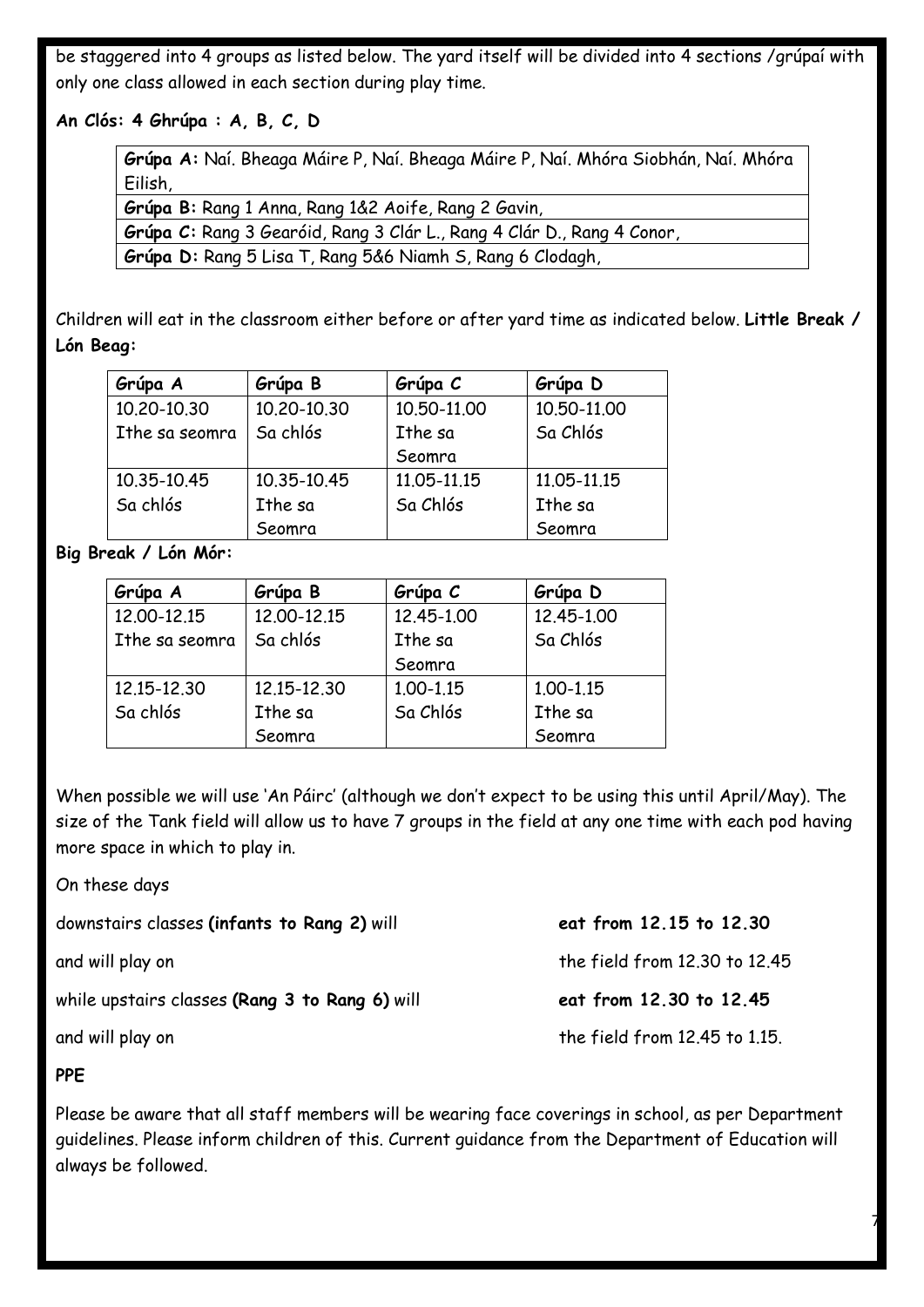be staggered into 4 groups as listed below. The yard itself will be divided into 4 sections /grúpaí with only one class allowed in each section during play time.

**An Clós: 4 Ghrúpa : A, B, C, D**

| |
|---|
| **Grúpa A:** Naí. Bheaga Máire P, Naí. Bheaga Máire P, Naí. Mhóra Siobhán, Naí. Mhóra Eilish, |
| **Grúpa B:** Rang 1 Anna, Rang 1&2 Aoife, Rang 2 Gavin, |
| **Grúpa C:** Rang 3 Gearóid, Rang 3 Clár L., Rang 4 Clár D., Rang 4 Conor, |
| **Grúpa D:** Rang 5 Lisa T, Rang 5&6 Niamh S, Rang 6 Clodagh, |

Children will eat in the classroom either before or after yard time as indicated below. **Little Break / Lón Beag:**

| Grúpa A | Grúpa B | Grúpa C | Grúpa D |
|---|---|---|---|
| 10.20-10.30 Ithe sa seomra | 10.20-10.30 Sa chlós | 10.50-11.00 Ithe sa Seomra | 10.50-11.00 Sa Chlós |
| 10.35-10.45 Sa chlós | 10.35-10.45 Ithe sa Seomra | 11.05-11.15 Sa Chlós | 11.05-11.15 Ithe sa Seomra |

**Big Break / Lón Mór:**

| Grúpa A | Grúpa B | Grúpa C | Grúpa D |
|---|---|---|---|
| 12.00-12.15 Ithe sa seomra | 12.00-12.15 Sa chlós | 12.45-1.00 Ithe sa Seomra | 12.45-1.00 Sa Chlós |
| 12.15-12.30 Sa chlós | 12.15-12.30 Ithe sa Seomra | 1.00-1.15 Sa Chlós | 1.00-1.15 Ithe sa Seomra |

When possible we will use 'An Páirc' (although we don't expect to be using this until April/May). The size of the Tank field will allow us to have 7 groups in the field at any one time with each pod having more space in which to play in.

On these days

downstairs classes **(infants to Rang 2)** will **eat from 12.15 to 12.30**

and will play on the field from 12.30 to 12.45

while upstairs classes **(Rang 3 to Rang 6)** will **eat from 12.30 to 12.45**

and will play on the field from 12.45 to 1.15.

**PPE**

Please be aware that all staff members will be wearing face coverings in school, as per Department guidelines. Please inform children of this. Current guidance from the Department of Education will always be followed.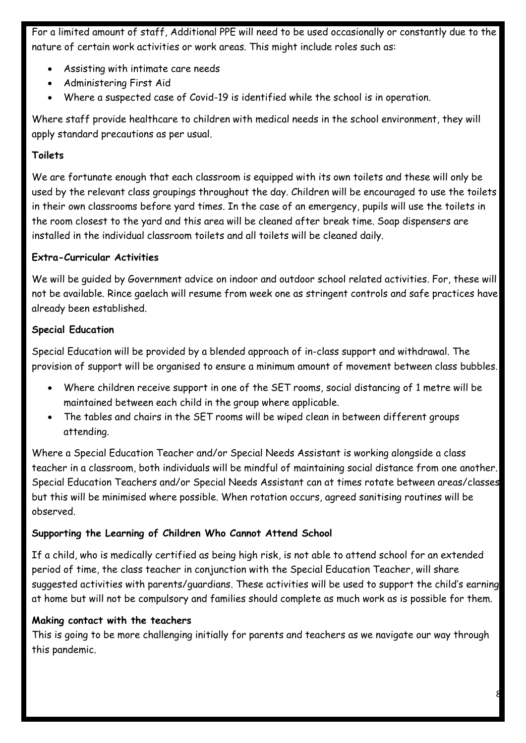For a limited amount of staff, Additional PPE will need to be used occasionally or constantly due to the nature of certain work activities or work areas. This might include roles such as:

- Assisting with intimate care needs
- Administering First Aid
- Where a suspected case of Covid-19 is identified while the school is in operation.

Where staff provide healthcare to children with medical needs in the school environment, they will apply standard precautions as per usual.

**Toilets**

We are fortunate enough that each classroom is equipped with its own toilets and these will only be used by the relevant class groupings throughout the day. Children will be encouraged to use the toilets in their own classrooms before yard times. In the case of an emergency, pupils will use the toilets in the room closest to the yard and this area will be cleaned after break time. Soap dispensers are installed in the individual classroom toilets and all toilets will be cleaned daily.

**Extra-Curricular Activities**

We will be guided by Government advice on indoor and outdoor school related activities. For, these will not be available. Rince gaelach will resume from week one as stringent controls and safe practices have already been established.

**Special Education**

Special Education will be provided by a blended approach of in-class support and withdrawal. The provision of support will be organised to ensure a minimum amount of movement between class bubbles.

- Where children receive support in one of the SET rooms, social distancing of 1 metre will be maintained between each child in the group where applicable.
- The tables and chairs in the SET rooms will be wiped clean in between different groups attending.

Where a Special Education Teacher and/or Special Needs Assistant is working alongside a class teacher in a classroom, both individuals will be mindful of maintaining social distance from one another. Special Education Teachers and/or Special Needs Assistant can at times rotate between areas/classes but this will be minimised where possible. When rotation occurs, agreed sanitising routines will be observed.

**Supporting the Learning of Children Who Cannot Attend School**

If a child, who is medically certified as being high risk, is not able to attend school for an extended period of time, the class teacher in conjunction with the Special Education Teacher, will share suggested activities with parents/guardians. These activities will be used to support the child's earning at home but will not be compulsory and families should complete as much work as is possible for them.

**Making contact with the teachers**

This is going to be more challenging initially for parents and teachers as we navigate our way through this pandemic.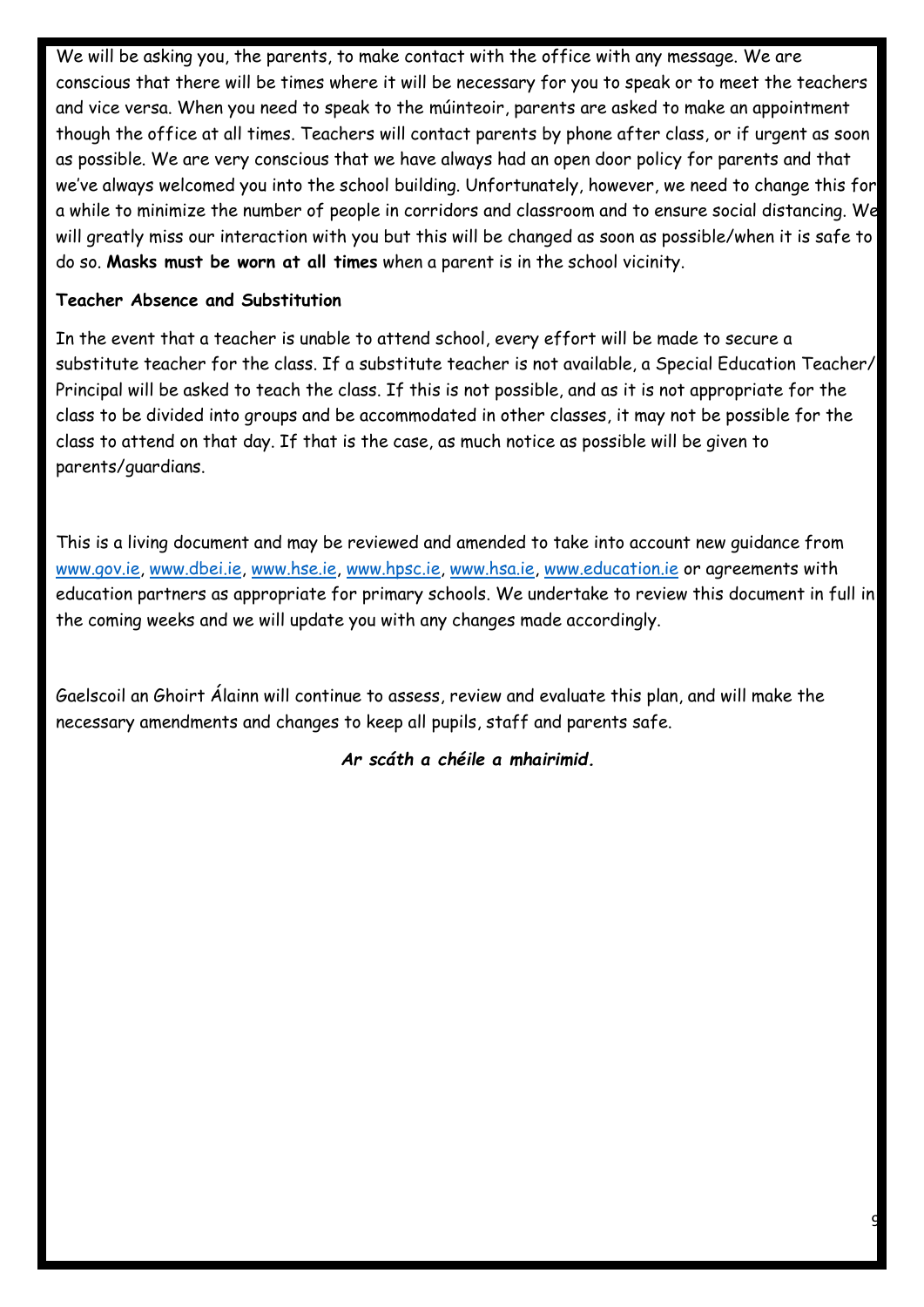We will be asking you, the parents, to make contact with the office with any message. We are conscious that there will be times where it will be necessary for you to speak or to meet the teachers and vice versa. When you need to speak to the múinteoir, parents are asked to make an appointment though the office at all times. Teachers will contact parents by phone after class, or if urgent as soon as possible. We are very conscious that we have always had an open door policy for parents and that we've always welcomed you into the school building. Unfortunately, however, we need to change this for a while to minimize the number of people in corridors and classroom and to ensure social distancing. We will greatly miss our interaction with you but this will be changed as soon as possible/when it is safe to do so. **Masks must be worn at all times** when a parent is in the school vicinity.

**Teacher Absence and Substitution**

In the event that a teacher is unable to attend school, every effort will be made to secure a substitute teacher for the class. If a substitute teacher is not available, a Special Education Teacher/ Principal will be asked to teach the class. If this is not possible, and as it is not appropriate for the class to be divided into groups and be accommodated in other classes, it may not be possible for the class to attend on that day. If that is the case, as much notice as possible will be given to parents/guardians.

This is a living document and may be reviewed and amended to take into account new guidance from www.gov.ie, www.dbei.ie, www.hse.ie, www.hpsc.ie, www.hsa.ie, www.education.ie or agreements with education partners as appropriate for primary schools. We undertake to review this document in full in the coming weeks and we will update you with any changes made accordingly.

Gaelscoil an Ghoirt Álainn will continue to assess, review and evaluate this plan, and will make the necessary amendments and changes to keep all pupils, staff and parents safe.

***Ar scáth a chéile a mhairimid.***